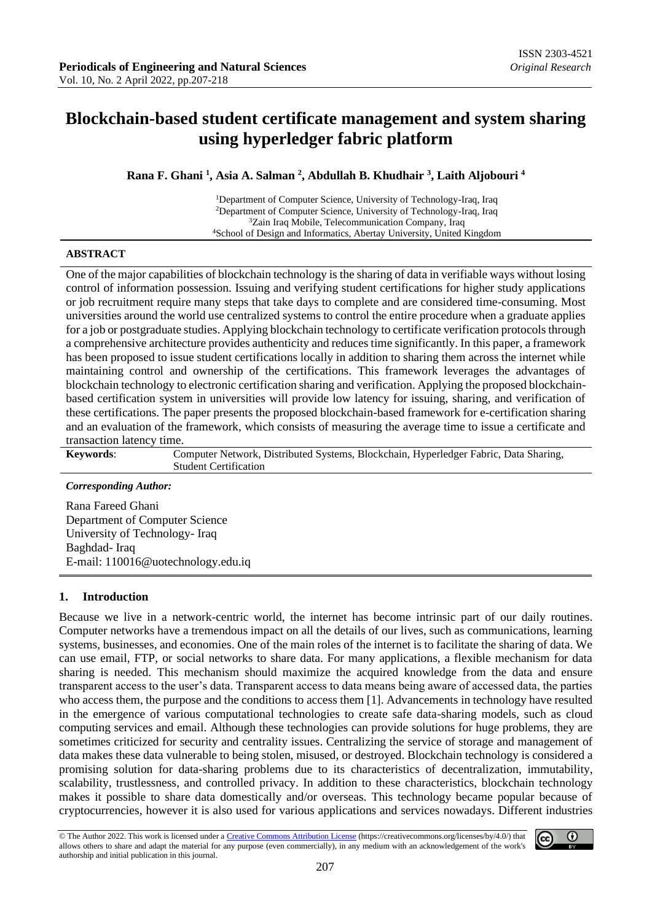# Blockchain-based student certificate management and system sharing using hyperledger fabric platform

**Rana F. Ghani [1], Asia A. Salman [2], Abdullah B. Khudhair [3], Laith Aljobouri [4]**

[1]Department of Computer Science, University of Technology-Iraq, Iraq
[2]Department of Computer Science, University of Technology-Iraq, Iraq
[3]Zain Iraq Mobile, Telecommunication Company, Iraq
[4]School of Design and Informatics, Abertay University, United Kingdom

## ABSTRACT

One of the major capabilities of blockchain technology is the sharing of data in verifiable ways without losing control of information possession. Issuing and verifying student certifications for higher study applications or job recruitment require many steps that take days to complete and are considered time-consuming. Most universities around the world use centralized systems to control the entire procedure when a graduate applies for a job or postgraduate studies. Applying blockchain technology to certificate verification protocols through a comprehensive architecture provides authenticity and reduces time significantly. In this paper, a framework has been proposed to issue student certifications locally in addition to sharing them across the internet while maintaining control and ownership of the certifications. This framework leverages the advantages of blockchain technology to electronic certification sharing and verification. Applying the proposed blockchain-based certification system in universities will provide low latency for issuing, sharing, and verification of these certifications. The paper presents the proposed blockchain-based framework for e-certification sharing and an evaluation of the framework, which consists of measuring the average time to issue a certificate and transaction latency time.

**Keywords**: Computer Network, Distributed Systems, Blockchain, Hyperledger Fabric, Data Sharing, Student Certification

***Corresponding Author:***

Rana Fareed Ghani
Department of Computer Science
University of Technology- Iraq
Baghdad- Iraq
E-mail: 110016@uotechnology.edu.iq

## 1. Introduction

Because we live in a network-centric world, the internet has become intrinsic part of our daily routines. Computer networks have a tremendous impact on all the details of our lives, such as communications, learning systems, businesses, and economies. One of the main roles of the internet is to facilitate the sharing of data. We can use email, FTP, or social networks to share data. For many applications, a flexible mechanism for data sharing is needed. This mechanism should maximize the acquired knowledge from the data and ensure transparent access to the user's data. Transparent access to data means being aware of accessed data, the parties who access them, the purpose and the conditions to access them [1]. Advancements in technology have resulted in the emergence of various computational technologies to create safe data-sharing models, such as cloud computing services and email. Although these technologies can provide solutions for huge problems, they are sometimes criticized for security and centrality issues. Centralizing the service of storage and management of data makes these data vulnerable to being stolen, misused, or destroyed. Blockchain technology is considered a promising solution for data-sharing problems due to its characteristics of decentralization, immutability, scalability, trustlessness, and controlled privacy. In addition to these characteristics, blockchain technology makes it possible to share data domestically and/or overseas. This technology became popular because of cryptocurrencies, however it is also used for various applications and services nowadays. Different industries

© The Author 2022. This work is licensed under a Creative Commons Attribution License (https://creativecommons.org/licenses/by/4.0/) that allows others to share and adapt the material for any purpose (even commercially), in any medium with an acknowledgement of the work's authorship and initial publication in this journal.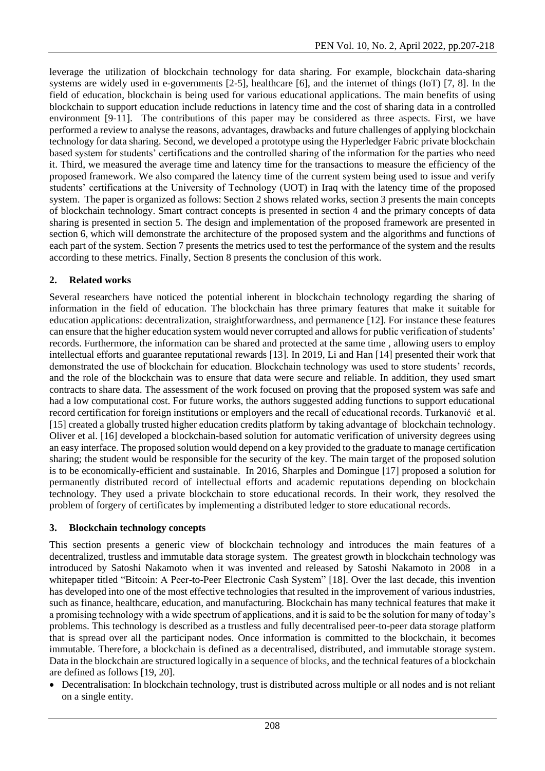leverage the utilization of blockchain technology for data sharing. For example, blockchain data-sharing systems are widely used in e-governments [2-5], healthcare [6], and the internet of things (IoT) [7, 8]. In the field of education, blockchain is being used for various educational applications. The main benefits of using blockchain to support education include reductions in latency time and the cost of sharing data in a controlled environment [9-11]. The contributions of this paper may be considered as three aspects. First, we have performed a review to analyse the reasons, advantages, drawbacks and future challenges of applying blockchain technology for data sharing. Second, we developed a prototype using the Hyperledger Fabric private blockchain based system for students' certifications and the controlled sharing of the information for the parties who need it. Third, we measured the average time and latency time for the transactions to measure the efficiency of the proposed framework. We also compared the latency time of the current system being used to issue and verify students' certifications at the University of Technology (UOT) in Iraq with the latency time of the proposed system. The paper is organized as follows: Section 2 shows related works, section 3 presents the main concepts of blockchain technology. Smart contract concepts is presented in section 4 and the primary concepts of data sharing is presented in section 5. The design and implementation of the proposed framework are presented in section 6, which will demonstrate the architecture of the proposed system and the algorithms and functions of each part of the system. Section 7 presents the metrics used to test the performance of the system and the results according to these metrics. Finally, Section 8 presents the conclusion of this work.

## 2. Related works

Several researchers have noticed the potential inherent in blockchain technology regarding the sharing of information in the field of education. The blockchain has three primary features that make it suitable for education applications: decentralization, straightforwardness, and permanence [12]. For instance these features can ensure that the higher education system would never corrupted and allows for public verification of students' records. Furthermore, the information can be shared and protected at the same time , allowing users to employ intellectual efforts and guarantee reputational rewards [13]. In 2019, Li and Han [14] presented their work that demonstrated the use of blockchain for education. Blockchain technology was used to store students' records, and the role of the blockchain was to ensure that data were secure and reliable. In addition, they used smart contracts to share data. The assessment of the work focused on proving that the proposed system was safe and had a low computational cost. For future works, the authors suggested adding functions to support educational record certification for foreign institutions or employers and the recall of educational records. Turkanović et al. [15] created a globally trusted higher education credits platform by taking advantage of blockchain technology. Oliver et al. [16] developed a blockchain-based solution for automatic verification of university degrees using an easy interface. The proposed solution would depend on a key provided to the graduate to manage certification sharing; the student would be responsible for the security of the key. The main target of the proposed solution is to be economically-efficient and sustainable. In 2016, Sharples and Domingue [17] proposed a solution for permanently distributed record of intellectual efforts and academic reputations depending on blockchain technology. They used a private blockchain to store educational records. In their work, they resolved the problem of forgery of certificates by implementing a distributed ledger to store educational records.

## 3. Blockchain technology concepts

This section presents a generic view of blockchain technology and introduces the main features of a decentralized, trustless and immutable data storage system. The greatest growth in blockchain technology was introduced by Satoshi Nakamoto when it was invented and released by Satoshi Nakamoto in 2008 in a whitepaper titled "Bitcoin: A Peer-to-Peer Electronic Cash System" [18]. Over the last decade, this invention has developed into one of the most effective technologies that resulted in the improvement of various industries, such as finance, healthcare, education, and manufacturing. Blockchain has many technical features that make it a promising technology with a wide spectrum of applications, and it is said to be the solution for many of today's problems. This technology is described as a trustless and fully decentralised peer-to-peer data storage platform that is spread over all the participant nodes. Once information is committed to the blockchain, it becomes immutable. Therefore, a blockchain is defined as a decentralised, distributed, and immutable storage system. Data in the blockchain are structured logically in a sequence of blocks, and the technical features of a blockchain are defined as follows [19, 20].

- Decentralisation: In blockchain technology, trust is distributed across multiple or all nodes and is not reliant on a single entity.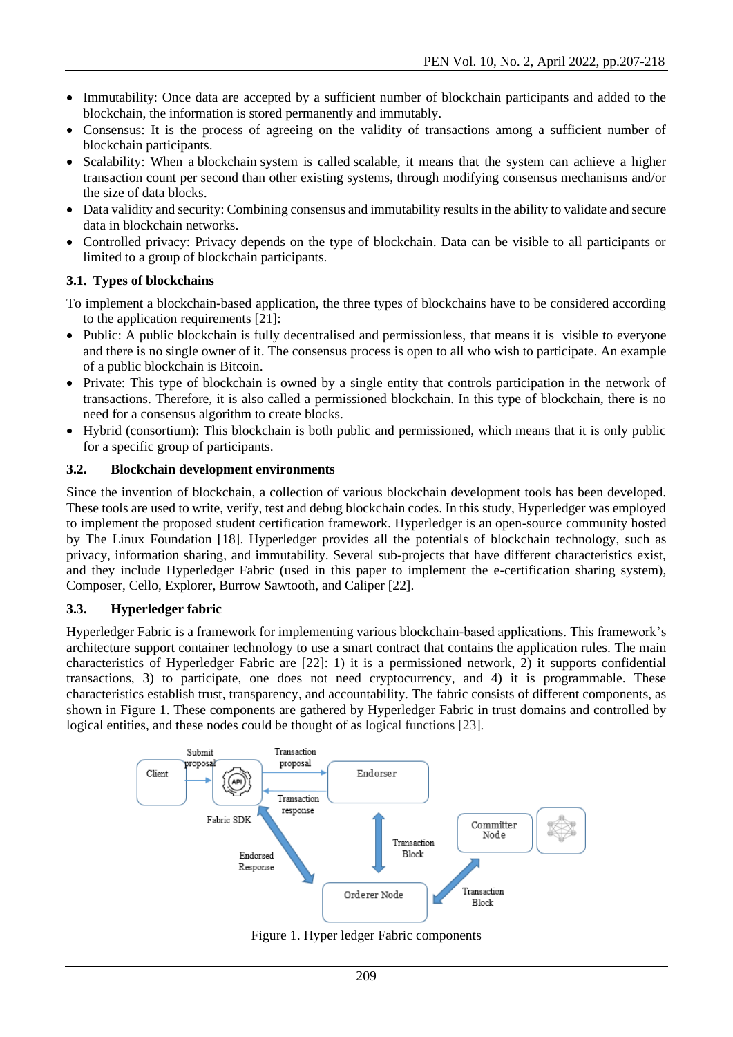- Immutability: Once data are accepted by a sufficient number of blockchain participants and added to the blockchain, the information is stored permanently and immutably.
- Consensus: It is the process of agreeing on the validity of transactions among a sufficient number of blockchain participants.
- Scalability: When a blockchain system is called scalable, it means that the system can achieve a higher transaction count per second than other existing systems, through modifying consensus mechanisms and/or the size of data blocks.
- Data validity and security: Combining consensus and immutability results in the ability to validate and secure data in blockchain networks.
- Controlled privacy: Privacy depends on the type of blockchain. Data can be visible to all participants or limited to a group of blockchain participants.

### 3.1. Types of blockchains

To implement a blockchain-based application, the three types of blockchains have to be considered according to the application requirements [21]:

- Public: A public blockchain is fully decentralised and permissionless, that means it is visible to everyone and there is no single owner of it. The consensus process is open to all who wish to participate. An example of a public blockchain is Bitcoin.
- Private: This type of blockchain is owned by a single entity that controls participation in the network of transactions. Therefore, it is also called a permissioned blockchain. In this type of blockchain, there is no need for a consensus algorithm to create blocks.
- Hybrid (consortium): This blockchain is both public and permissioned, which means that it is only public for a specific group of participants.

### 3.2. Blockchain development environments

Since the invention of blockchain, a collection of various blockchain development tools has been developed. These tools are used to write, verify, test and debug blockchain codes. In this study, Hyperledger was employed to implement the proposed student certification framework. Hyperledger is an open-source community hosted by The Linux Foundation [18]. Hyperledger provides all the potentials of blockchain technology, such as privacy, information sharing, and immutability. Several sub-projects that have different characteristics exist, and they include Hyperledger Fabric (used in this paper to implement the e-certification sharing system), Composer, Cello, Explorer, Burrow Sawtooth, and Caliper [22].

### 3.3. Hyperledger fabric

Hyperledger Fabric is a framework for implementing various blockchain-based applications. This framework's architecture support container technology to use a smart contract that contains the application rules. The main characteristics of Hyperledger Fabric are [22]: 1) it is a permissioned network, 2) it supports confidential transactions, 3) to participate, one does not need cryptocurrency, and 4) it is programmable. These characteristics establish trust, transparency, and accountability. The fabric consists of different components, as shown in Figure 1. These components are gathered by Hyperledger Fabric in trust domains and controlled by logical entities, and these nodes could be thought of as logical functions [23].

Figure 1. Hyper ledger Fabric components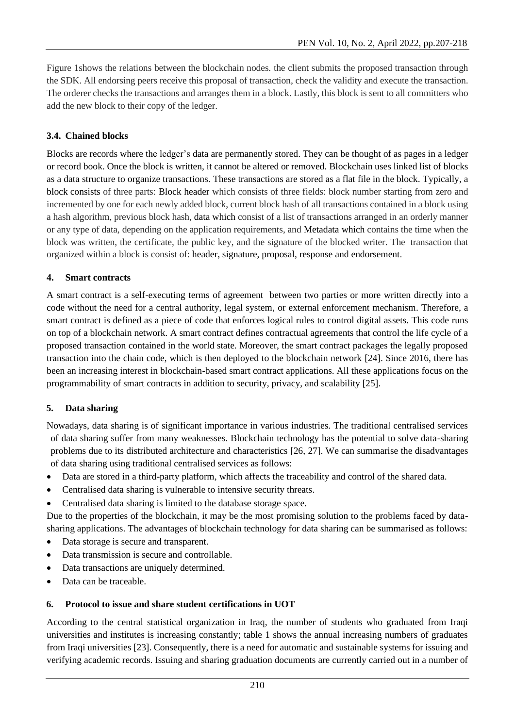Figure 1shows the relations between the blockchain nodes. the client submits the proposed transaction through the SDK. All endorsing peers receive this proposal of transaction, check the validity and execute the transaction. The orderer checks the transactions and arranges them in a block. Lastly, this block is sent to all committers who add the new block to their copy of the ledger.

### 3.4. Chained blocks

Blocks are records where the ledger's data are permanently stored. They can be thought of as pages in a ledger or record book. Once the block is written, it cannot be altered or removed. Blockchain uses linked list of blocks as a data structure to organize transactions. These transactions are stored as a flat file in the block. Typically, a block consists of three parts: Block header which consists of three fields: block number starting from zero and incremented by one for each newly added block, current block hash of all transactions contained in a block using a hash algorithm, previous block hash, data which consist of a list of transactions arranged in an orderly manner or any type of data, depending on the application requirements, and Metadata which contains the time when the block was written, the certificate, the public key, and the signature of the blocked writer. The transaction that organized within a block is consist of: header, signature, proposal, response and endorsement.

## 4. Smart contracts

A smart contract is a self-executing terms of agreement between two parties or more written directly into a code without the need for a central authority, legal system, or external enforcement mechanism. Therefore, a smart contract is defined as a piece of code that enforces logical rules to control digital assets. This code runs on top of a blockchain network. A smart contract defines contractual agreements that control the life cycle of a proposed transaction contained in the world state. Moreover, the smart contract packages the legally proposed transaction into the chain code, which is then deployed to the blockchain network [24]. Since 2016, there has been an increasing interest in blockchain-based smart contract applications. All these applications focus on the programmability of smart contracts in addition to security, privacy, and scalability [25].

## 5. Data sharing

Nowadays, data sharing is of significant importance in various industries. The traditional centralised services of data sharing suffer from many weaknesses. Blockchain technology has the potential to solve data-sharing problems due to its distributed architecture and characteristics [26, 27]. We can summarise the disadvantages of data sharing using traditional centralised services as follows:

- Data are stored in a third-party platform, which affects the traceability and control of the shared data.
- Centralised data sharing is vulnerable to intensive security threats.
- Centralised data sharing is limited to the database storage space.

Due to the properties of the blockchain, it may be the most promising solution to the problems faced by data-sharing applications. The advantages of blockchain technology for data sharing can be summarised as follows:

- Data storage is secure and transparent.
- Data transmission is secure and controllable.
- Data transactions are uniquely determined.
- Data can be traceable.

## 6. Protocol to issue and share student certifications in UOT

According to the central statistical organization in Iraq, the number of students who graduated from Iraqi universities and institutes is increasing constantly; table 1 shows the annual increasing numbers of graduates from Iraqi universities [23]. Consequently, there is a need for automatic and sustainable systems for issuing and verifying academic records. Issuing and sharing graduation documents are currently carried out in a number of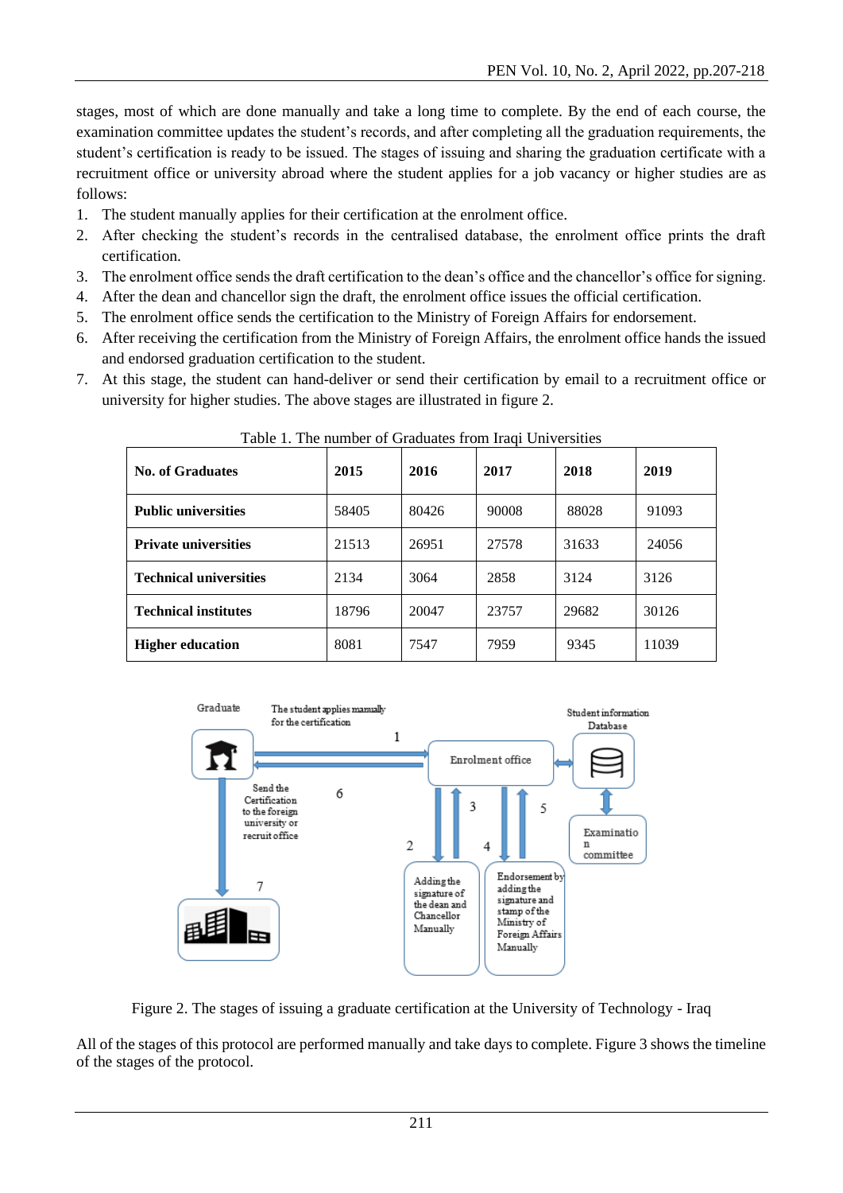stages, most of which are done manually and take a long time to complete. By the end of each course, the examination committee updates the student's records, and after completing all the graduation requirements, the student's certification is ready to be issued. The stages of issuing and sharing the graduation certificate with a recruitment office or university abroad where the student applies for a job vacancy or higher studies are as follows:

1. The student manually applies for their certification at the enrolment office.
2. After checking the student's records in the centralised database, the enrolment office prints the draft certification.
3. The enrolment office sends the draft certification to the dean's office and the chancellor's office for signing.
4. After the dean and chancellor sign the draft, the enrolment office issues the official certification.
5. The enrolment office sends the certification to the Ministry of Foreign Affairs for endorsement.
6. After receiving the certification from the Ministry of Foreign Affairs, the enrolment office hands the issued and endorsed graduation certification to the student.
7. At this stage, the student can hand-deliver or send their certification by email to a recruitment office or university for higher studies. The above stages are illustrated in figure 2.

Table 1. The number of Graduates from Iraqi Universities

| **No. of Graduates** | **2015** | **2016** | **2017** | **2018** | **2019** |
|---|---|---|---|---|---|
| **Public universities** | 58405 | 80426 | 90008 | 88028 | 91093 |
| **Private universities** | 21513 | 26951 | 27578 | 31633 | 24056 |
| **Technical universities** | 2134 | 3064 | 2858 | 3124 | 3126 |
| **Technical institutes** | 18796 | 20047 | 23757 | 29682 | 30126 |
| **Higher education** | 8081 | 7547 | 7959 | 9345 | 11039 |

Figure 2. The stages of issuing a graduate certification at the University of Technology - Iraq

All of the stages of this protocol are performed manually and take days to complete. Figure 3 shows the timeline of the stages of the protocol.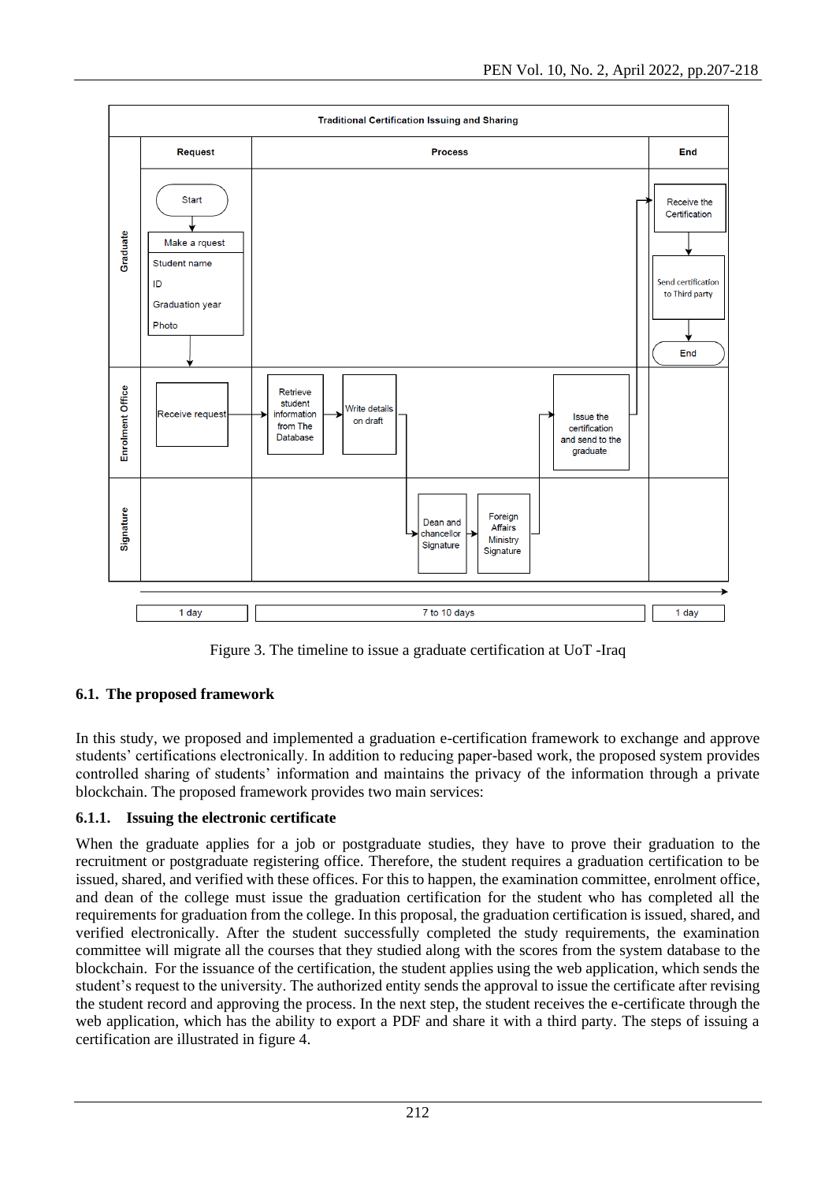Figure 3. The timeline to issue a graduate certification at UoT -Iraq

## 6.1. The proposed framework

In this study, we proposed and implemented a graduation e-certification framework to exchange and approve students' certifications electronically. In addition to reducing paper-based work, the proposed system provides controlled sharing of students' information and maintains the privacy of the information through a private blockchain. The proposed framework provides two main services:

### 6.1.1. Issuing the electronic certificate

When the graduate applies for a job or postgraduate studies, they have to prove their graduation to the recruitment or postgraduate registering office. Therefore, the student requires a graduation certification to be issued, shared, and verified with these offices. For this to happen, the examination committee, enrolment office, and dean of the college must issue the graduation certification for the student who has completed all the requirements for graduation from the college. In this proposal, the graduation certification is issued, shared, and verified electronically. After the student successfully completed the study requirements, the examination committee will migrate all the courses that they studied along with the scores from the system database to the blockchain. For the issuance of the certification, the student applies using the web application, which sends the student's request to the university. The authorized entity sends the approval to issue the certificate after revising the student record and approving the process. In the next step, the student receives the e-certificate through the web application, which has the ability to export a PDF and share it with a third party. The steps of issuing a certification are illustrated in figure 4.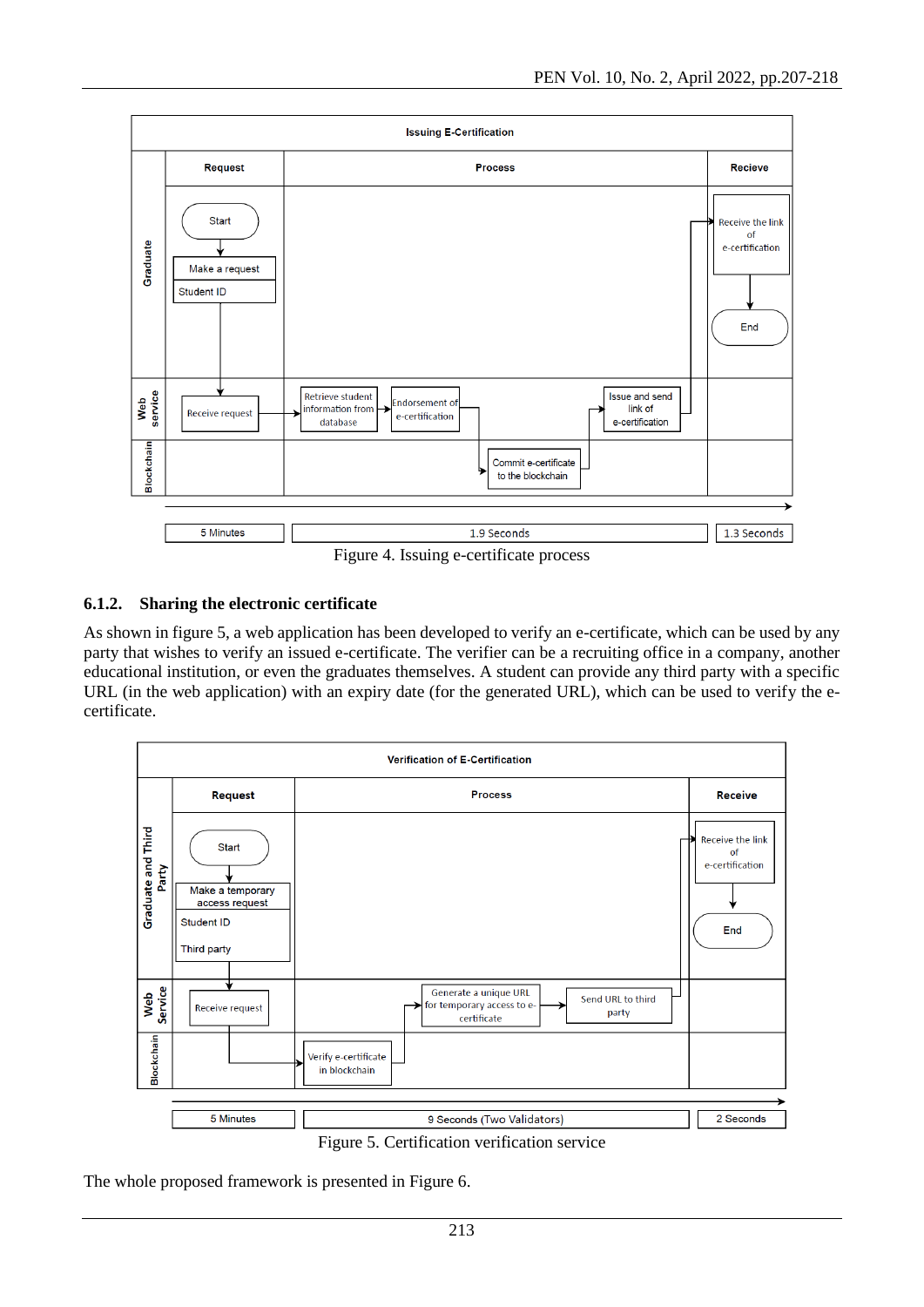Figure 4. Issuing e-certificate process

#### 6.1.2. Sharing the electronic certificate

As shown in figure 5, a web application has been developed to verify an e-certificate, which can be used by any party that wishes to verify an issued e-certificate. The verifier can be a recruiting office in a company, another educational institution, or even the graduates themselves. A student can provide any third party with a specific URL (in the web application) with an expiry date (for the generated URL), which can be used to verify the e-certificate.

Figure 5. Certification verification service

The whole proposed framework is presented in Figure 6.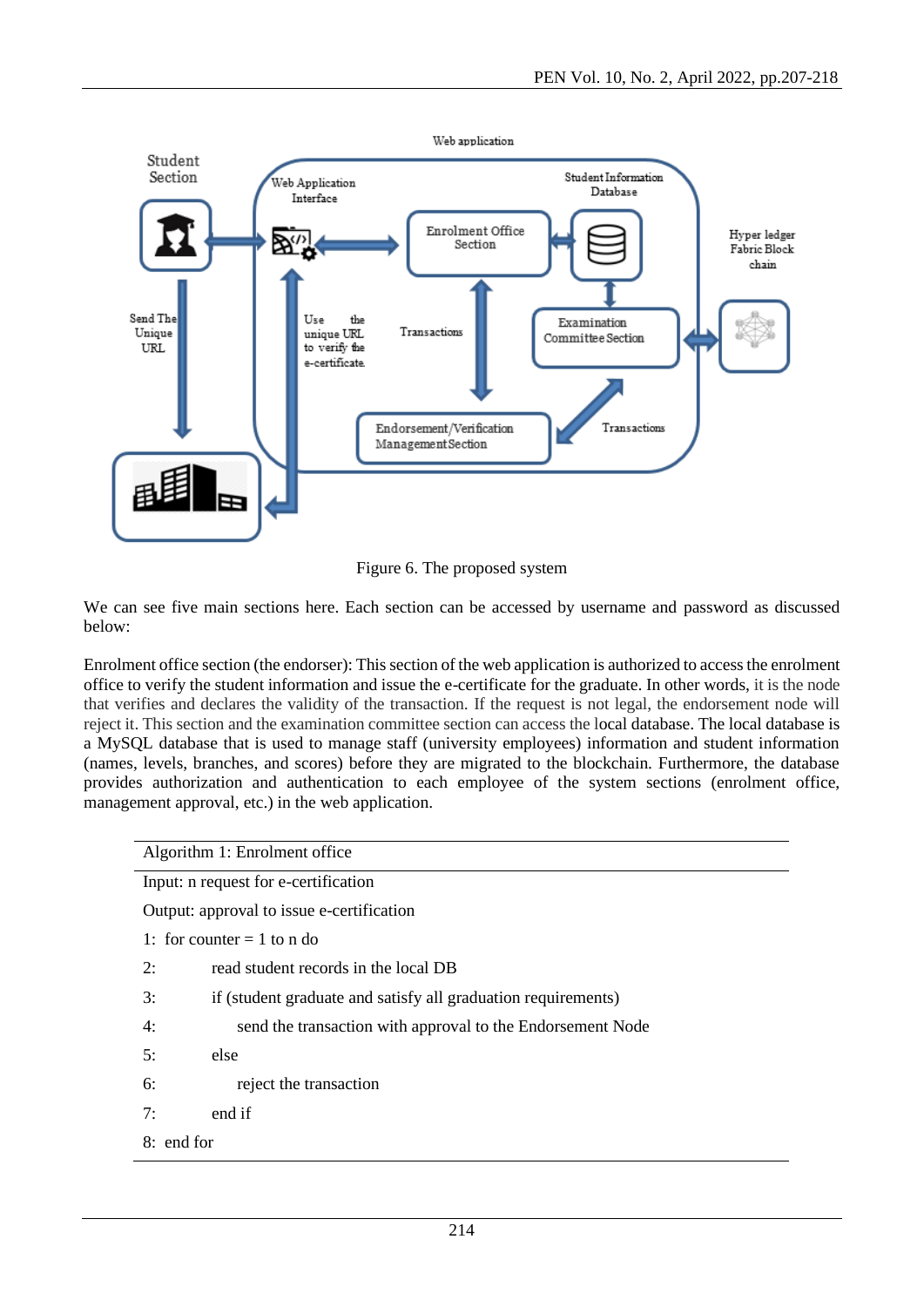Figure 6. The proposed system

We can see five main sections here. Each section can be accessed by username and password as discussed below:

Enrolment office section (the endorser): This section of the web application is authorized to access the enrolment office to verify the student information and issue the e-certificate for the graduate. In other words, it is the node that verifies and declares the validity of the transaction. If the request is not legal, the endorsement node will reject it. This section and the examination committee section can access the local database. The local database is a MySQL database that is used to manage staff (university employees) information and student information (names, levels, branches, and scores) before they are migrated to the blockchain. Furthermore, the database provides authorization and authentication to each employee of the system sections (enrolment office, management approval, etc.) in the web application.

```
Algorithm 1: Enrolment office
Input: n request for e-certification
Output: approval to issue e-certification
1:  for counter = 1 to n do
2:          read student records in the local DB
3:          if (student graduate and satisfy all graduation requirements)
4:              send the transaction with approval to the Endorsement Node
5:          else
6:              reject the transaction
7:          end if
8:  end for
```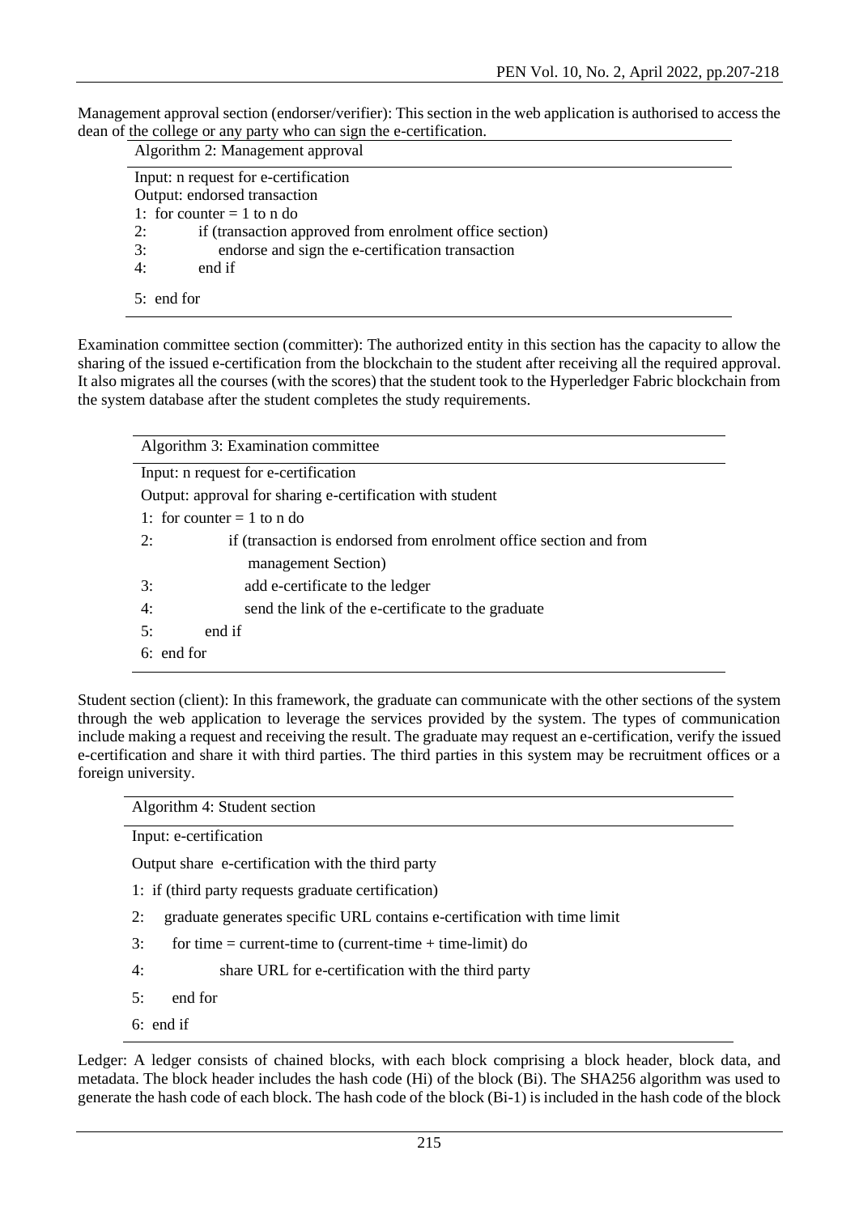Management approval section (endorser/verifier): This section in the web application is authorised to access the dean of the college or any party who can sign the e-certification.

```
Algorithm 2: Management approval
Input: n request for e-certification
Output: endorsed transaction
1: for counter = 1 to n do
2:     if (transaction approved from enrolment office section)
3:         endorse and sign the e-certification transaction
4:     end if
5: end for
```

Examination committee section (committer): The authorized entity in this section has the capacity to allow the sharing of the issued e-certification from the blockchain to the student after receiving all the required approval. It also migrates all the courses (with the scores) that the student took to the Hyperledger Fabric blockchain from the system database after the student completes the study requirements.

```
Algorithm 3: Examination committee
Input: n request for e-certification
Output: approval for sharing e-certification with student
1: for counter = 1 to n do
2:         if (transaction is endorsed from enrolment office section and from
              management Section)
3:            add e-certificate to the ledger
4:            send the link of the e-certificate to the graduate
5:        end if
6: end for
```

Student section (client): In this framework, the graduate can communicate with the other sections of the system through the web application to leverage the services provided by the system. The types of communication include making a request and receiving the result. The graduate may request an e-certification, verify the issued e-certification and share it with third parties. The third parties in this system may be recruitment offices or a foreign university.

```
Algorithm 4: Student section
Input: e-certification
Output share  e-certification with the third party
1: if (third party requests graduate certification)
2:   graduate generates specific URL contains e-certification with time limit
3:     for time = current-time to (current-time + time-limit) do
4:            share URL for e-certification with the third party
5:     end for
6: end if
```

Ledger: A ledger consists of chained blocks, with each block comprising a block header, block data, and metadata. The block header includes the hash code (Hi) of the block (Bi). The SHA256 algorithm was used to generate the hash code of each block. The hash code of the block (Bi-1) is included in the hash code of the block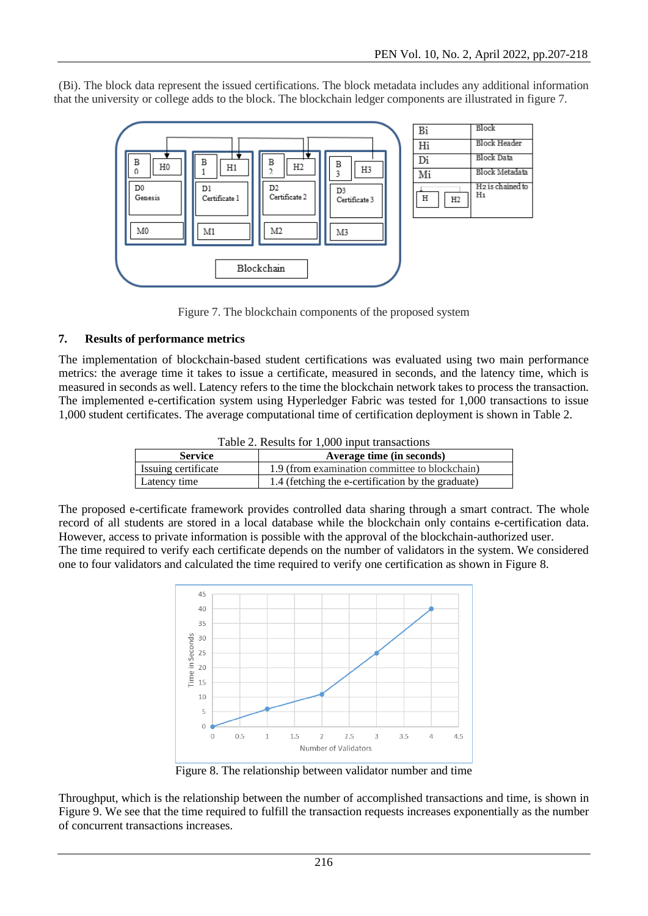(Bi). The block data represent the issued certifications. The block metadata includes any additional information that the university or college adds to the block. The blockchain ledger components are illustrated in figure 7.

Figure 7. The blockchain components of the proposed system

## 7. Results of performance metrics

The implementation of blockchain-based student certifications was evaluated using two main performance metrics: the average time it takes to issue a certificate, measured in seconds, and the latency time, which is measured in seconds as well. Latency refers to the time the blockchain network takes to process the transaction. The implemented e-certification system using Hyperledger Fabric was tested for 1,000 transactions to issue 1,000 student certificates. The average computational time of certification deployment is shown in Table 2.

Table 2. Results for 1,000 input transactions

| Service | Average time (in seconds) |
|---|---|
| Issuing certificate | 1.9 (from examination committee to blockchain) |
| Latency time | 1.4 (fetching the e-certification by the graduate) |

The proposed e-certificate framework provides controlled data sharing through a smart contract. The whole record of all students are stored in a local database while the blockchain only contains e-certification data. However, access to private information is possible with the approval of the blockchain-authorized user.
The time required to verify each certificate depends on the number of validators in the system. We considered one to four validators and calculated the time required to verify one certification as shown in Figure 8.

Figure 8. The relationship between validator number and time

Throughput, which is the relationship between the number of accomplished transactions and time, is shown in Figure 9. We see that the time required to fulfill the transaction requests increases exponentially as the number of concurrent transactions increases.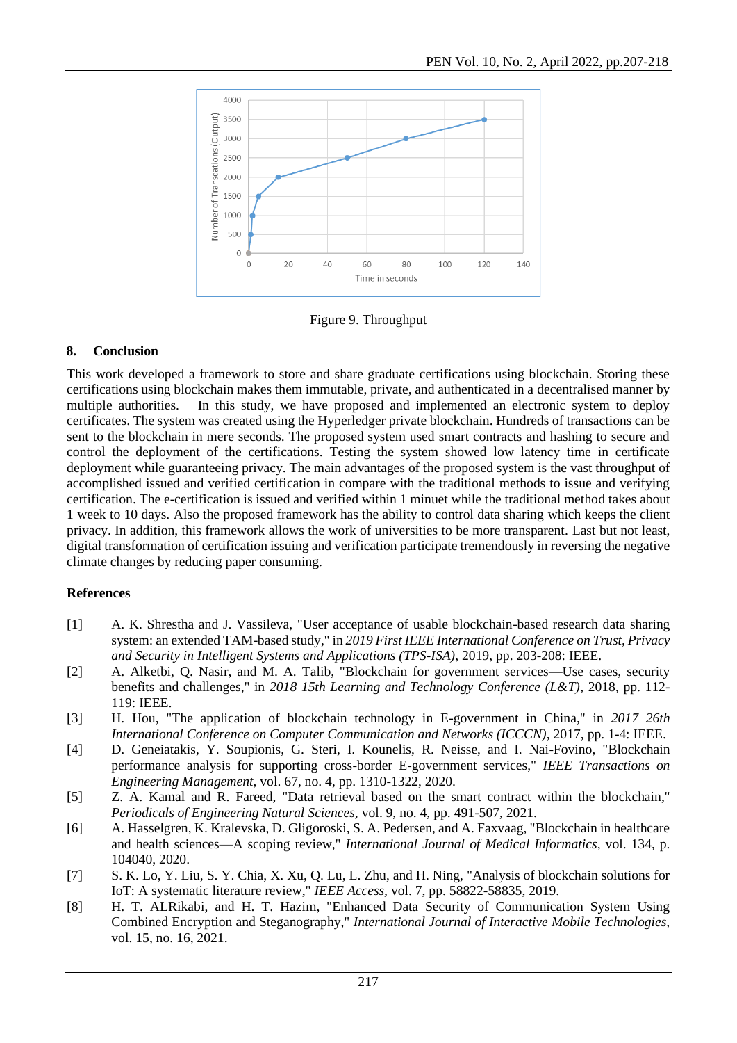Figure 9. Throughput

## 8. Conclusion

This work developed a framework to store and share graduate certifications using blockchain. Storing these certifications using blockchain makes them immutable, private, and authenticated in a decentralised manner by multiple authorities. In this study, we have proposed and implemented an electronic system to deploy certificates. The system was created using the Hyperledger private blockchain. Hundreds of transactions can be sent to the blockchain in mere seconds. The proposed system used smart contracts and hashing to secure and control the deployment of the certifications. Testing the system showed low latency time in certificate deployment while guaranteeing privacy. The main advantages of the proposed system is the vast throughput of accomplished issued and verified certification in compare with the traditional methods to issue and verifying certification. The e-certification is issued and verified within 1 minuet while the traditional method takes about 1 week to 10 days. Also the proposed framework has the ability to control data sharing which keeps the client privacy. In addition, this framework allows the work of universities to be more transparent. Last but not least, digital transformation of certification issuing and verification participate tremendously in reversing the negative climate changes by reducing paper consuming.

## References

[1] A. K. Shrestha and J. Vassileva, "User acceptance of usable blockchain-based research data sharing system: an extended TAM-based study," in *2019 First IEEE International Conference on Trust, Privacy and Security in Intelligent Systems and Applications (TPS-ISA)*, 2019, pp. 203-208: IEEE.

[2] A. Alketbi, Q. Nasir, and M. A. Talib, "Blockchain for government services—Use cases, security benefits and challenges," in *2018 15th Learning and Technology Conference (L&T)*, 2018, pp. 112-119: IEEE.

[3] H. Hou, "The application of blockchain technology in E-government in China," in *2017 26th International Conference on Computer Communication and Networks (ICCCN)*, 2017, pp. 1-4: IEEE.

[4] D. Geneiatakis, Y. Soupionis, G. Steri, I. Kounelis, R. Neisse, and I. Nai-Fovino, "Blockchain performance analysis for supporting cross-border E-government services," *IEEE Transactions on Engineering Management*, vol. 67, no. 4, pp. 1310-1322, 2020.

[5] Z. A. Kamal and R. Fareed, "Data retrieval based on the smart contract within the blockchain," *Periodicals of Engineering Natural Sciences*, vol. 9, no. 4, pp. 491-507, 2021.

[6] A. Hasselgren, K. Kralevska, D. Gligoroski, S. A. Pedersen, and A. Faxvaag, "Blockchain in healthcare and health sciences—A scoping review," *International Journal of Medical Informatics*, vol. 134, p. 104040, 2020.

[7] S. K. Lo, Y. Liu, S. Y. Chia, X. Xu, Q. Lu, L. Zhu, and H. Ning, "Analysis of blockchain solutions for IoT: A systematic literature review," *IEEE Access*, vol. 7, pp. 58822-58835, 2019.

[8] H. T. ALRikabi, and H. T. Hazim, "Enhanced Data Security of Communication System Using Combined Encryption and Steganography," *International Journal of Interactive Mobile Technologies*, vol. 15, no. 16, 2021.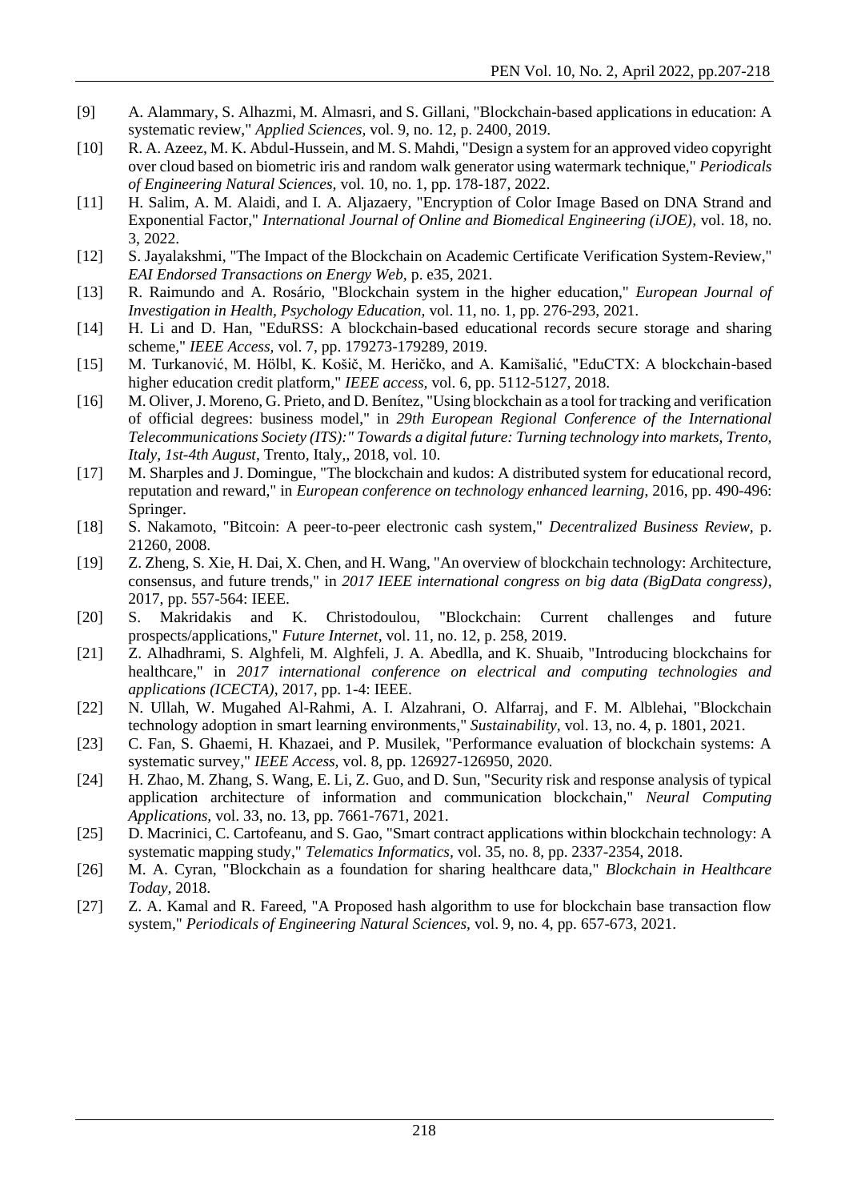[9] A. Alammary, S. Alhazmi, M. Almasri, and S. Gillani, "Blockchain-based applications in education: A systematic review," *Applied Sciences,* vol. 9, no. 12, p. 2400, 2019.

[10] R. A. Azeez, M. K. Abdul-Hussein, and M. S. Mahdi, "Design a system for an approved video copyright over cloud based on biometric iris and random walk generator using watermark technique," *Periodicals of Engineering Natural Sciences,* vol. 10, no. 1, pp. 178-187, 2022.

[11] H. Salim, A. M. Alaidi, and I. A. Aljazaery, "Encryption of Color Image Based on DNA Strand and Exponential Factor," *International Journal of Online and Biomedical Engineering (iJOE),* vol. 18, no. 3, 2022.

[12] S. Jayalakshmi, "The Impact of the Blockchain on Academic Certificate Verification System-Review," *EAI Endorsed Transactions on Energy Web,* p. e35, 2021.

[13] R. Raimundo and A. Rosário, "Blockchain system in the higher education," *European Journal of Investigation in Health, Psychology Education,* vol. 11, no. 1, pp. 276-293, 2021.

[14] H. Li and D. Han, "EduRSS: A blockchain-based educational records secure storage and sharing scheme," *IEEE Access,* vol. 7, pp. 179273-179289, 2019.

[15] M. Turkanović, M. Hölbl, K. Košič, M. Heričko, and A. Kamišalić, "EduCTX: A blockchain-based higher education credit platform," *IEEE access,* vol. 6, pp. 5112-5127, 2018.

[16] M. Oliver, J. Moreno, G. Prieto, and D. Benítez, "Using blockchain as a tool for tracking and verification of official degrees: business model," in *29th European Regional Conference of the International Telecommunications Society (ITS):" Towards a digital future: Turning technology into markets, Trento, Italy, 1st-4th August,* Trento, Italy,, 2018, vol. 10.

[17] M. Sharples and J. Domingue, "The blockchain and kudos: A distributed system for educational record, reputation and reward," in *European conference on technology enhanced learning*, 2016, pp. 490-496: Springer.

[18] S. Nakamoto, "Bitcoin: A peer-to-peer electronic cash system," *Decentralized Business Review*, p. 21260, 2008.

[19] Z. Zheng, S. Xie, H. Dai, X. Chen, and H. Wang, "An overview of blockchain technology: Architecture, consensus, and future trends," in *2017 IEEE international congress on big data (BigData congress)*, 2017, pp. 557-564: IEEE.

[20] S. Makridakis and K. Christodoulou, "Blockchain: Current challenges and future prospects/applications," *Future Internet,* vol. 11, no. 12, p. 258, 2019.

[21] Z. Alhadhrami, S. Alghfeli, M. Alghfeli, J. A. Abedlla, and K. Shuaib, "Introducing blockchains for healthcare," in *2017 international conference on electrical and computing technologies and applications (ICECTA)*, 2017, pp. 1-4: IEEE.

[22] N. Ullah, W. Mugahed Al-Rahmi, A. I. Alzahrani, O. Alfarraj, and F. M. Alblehai, "Blockchain technology adoption in smart learning environments," *Sustainability,* vol. 13, no. 4, p. 1801, 2021.

[23] C. Fan, S. Ghaemi, H. Khazaei, and P. Musilek, "Performance evaluation of blockchain systems: A systematic survey," *IEEE Access,* vol. 8, pp. 126927-126950, 2020.

[24] H. Zhao, M. Zhang, S. Wang, E. Li, Z. Guo, and D. Sun, "Security risk and response analysis of typical application architecture of information and communication blockchain," *Neural Computing Applications,* vol. 33, no. 13, pp. 7661-7671, 2021.

[25] D. Macrinici, C. Cartofeanu, and S. Gao, "Smart contract applications within blockchain technology: A systematic mapping study," *Telematics Informatics,* vol. 35, no. 8, pp. 2337-2354, 2018.

[26] M. A. Cyran, "Blockchain as a foundation for sharing healthcare data," *Blockchain in Healthcare Today,* 2018.

[27] Z. A. Kamal and R. Fareed, "A Proposed hash algorithm to use for blockchain base transaction flow system," *Periodicals of Engineering Natural Sciences,* vol. 9, no. 4, pp. 657-673, 2021.